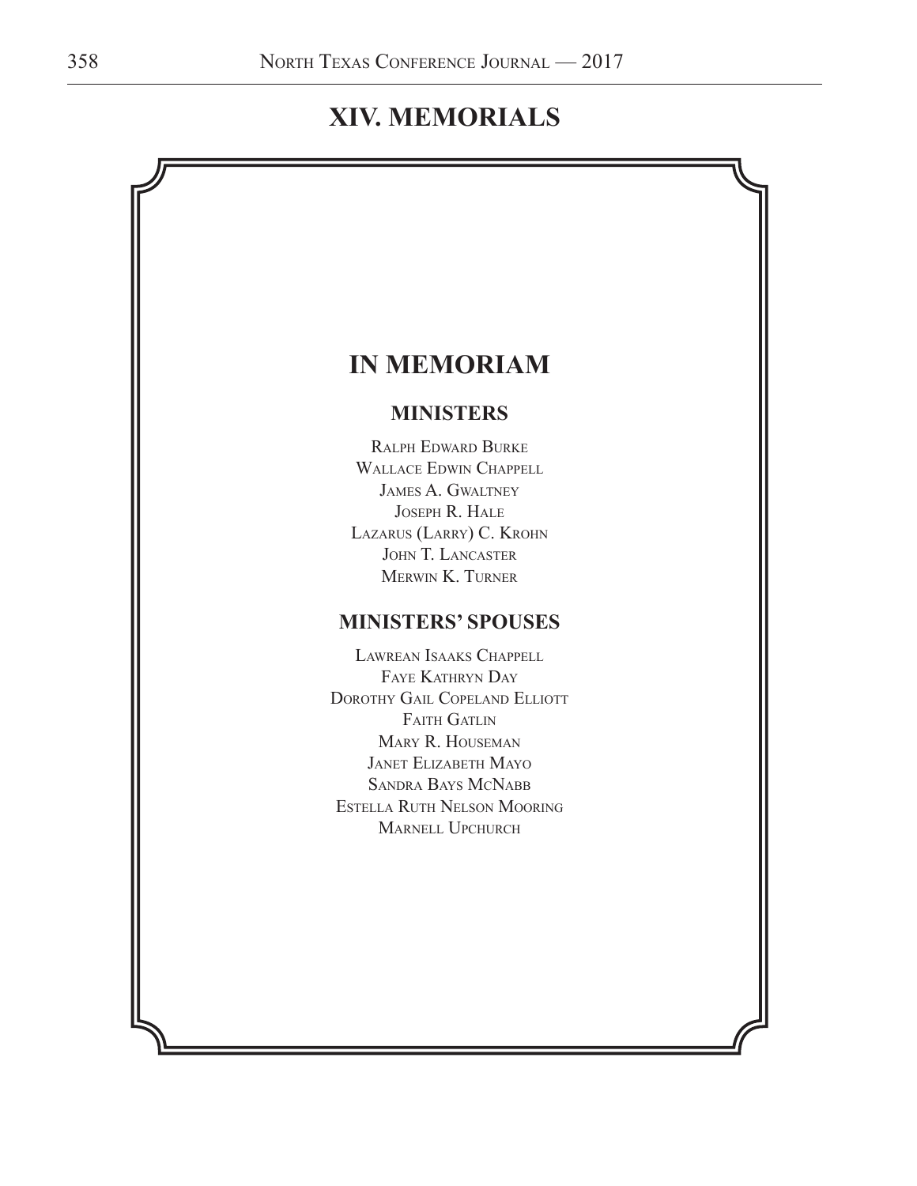# XIV. MEMORIALS

## IN MEMORIAM

### MINISTERS

Ralph Edward Burke
Wallace Edwin Chappell
James A. Gwaltney
Joseph R. Hale
Lazarus (Larry) C. Krohn
John T. Lancaster
Merwin K. Turner

### MINISTERS' SPOUSES

Lawrean Isaaks Chappell
Faye Kathryn Day
Dorothy Gail Copeland Elliott
Faith Gatlin
Mary R. Houseman
Janet Elizabeth Mayo
Sandra Bays McNabb
Estella Ruth Nelson Mooring
Marnell Upchurch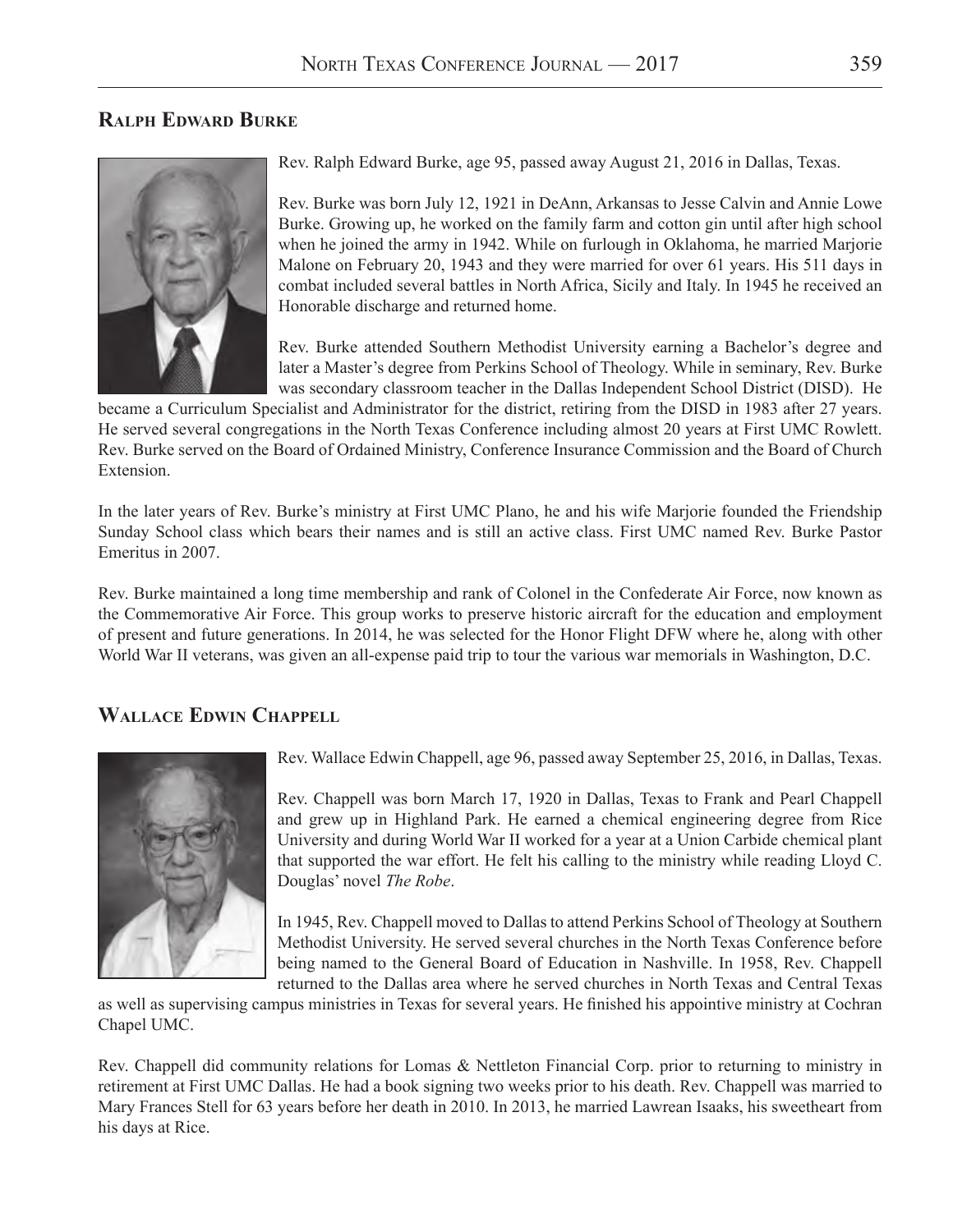## Ralph Edward Burke

Rev. Ralph Edward Burke, age 95, passed away August 21, 2016 in Dallas, Texas.

Rev. Burke was born July 12, 1921 in DeAnn, Arkansas to Jesse Calvin and Annie Lowe Burke. Growing up, he worked on the family farm and cotton gin until after high school when he joined the army in 1942. While on furlough in Oklahoma, he married Marjorie Malone on February 20, 1943 and they were married for over 61 years. His 511 days in combat included several battles in North Africa, Sicily and Italy. In 1945 he received an Honorable discharge and returned home.

Rev. Burke attended Southern Methodist University earning a Bachelor's degree and later a Master's degree from Perkins School of Theology. While in seminary, Rev. Burke was secondary classroom teacher in the Dallas Independent School District (DISD). He became a Curriculum Specialist and Administrator for the district, retiring from the DISD in 1983 after 27 years. He served several congregations in the North Texas Conference including almost 20 years at First UMC Rowlett. Rev. Burke served on the Board of Ordained Ministry, Conference Insurance Commission and the Board of Church Extension.

In the later years of Rev. Burke's ministry at First UMC Plano, he and his wife Marjorie founded the Friendship Sunday School class which bears their names and is still an active class. First UMC named Rev. Burke Pastor Emeritus in 2007.

Rev. Burke maintained a long time membership and rank of Colonel in the Confederate Air Force, now known as the Commemorative Air Force. This group works to preserve historic aircraft for the education and employment of present and future generations. In 2014, he was selected for the Honor Flight DFW where he, along with other World War II veterans, was given an all-expense paid trip to tour the various war memorials in Washington, D.C.

## Wallace Edwin Chappell

Rev. Wallace Edwin Chappell, age 96, passed away September 25, 2016, in Dallas, Texas.

Rev. Chappell was born March 17, 1920 in Dallas, Texas to Frank and Pearl Chappell and grew up in Highland Park. He earned a chemical engineering degree from Rice University and during World War II worked for a year at a Union Carbide chemical plant that supported the war effort. He felt his calling to the ministry while reading Lloyd C. Douglas' novel *The Robe*.

In 1945, Rev. Chappell moved to Dallas to attend Perkins School of Theology at Southern Methodist University. He served several churches in the North Texas Conference before being named to the General Board of Education in Nashville. In 1958, Rev. Chappell returned to the Dallas area where he served churches in North Texas and Central Texas as well as supervising campus ministries in Texas for several years. He finished his appointive ministry at Cochran Chapel UMC.

Rev. Chappell did community relations for Lomas & Nettleton Financial Corp. prior to returning to ministry in retirement at First UMC Dallas. He had a book signing two weeks prior to his death. Rev. Chappell was married to Mary Frances Stell for 63 years before her death in 2010. In 2013, he married Lawrean Isaaks, his sweetheart from his days at Rice.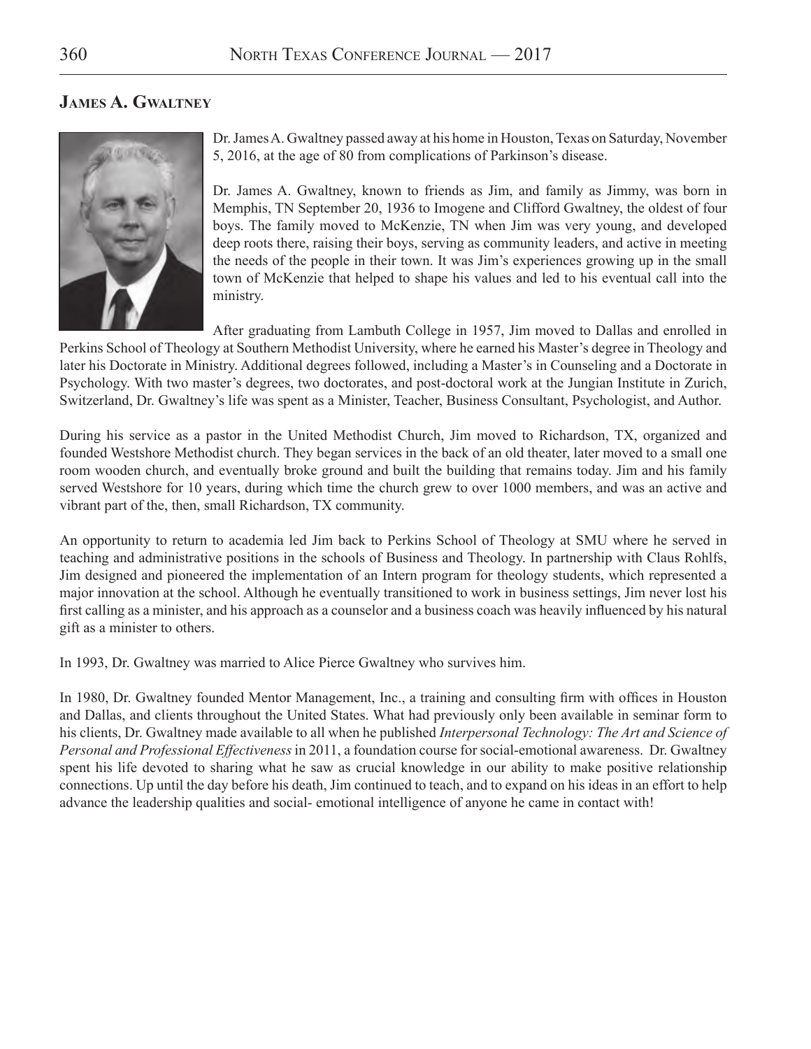## James A. Gwaltney

Dr. James A. Gwaltney passed away at his home in Houston, Texas on Saturday, November 5, 2016, at the age of 80 from complications of Parkinson's disease.

Dr. James A. Gwaltney, known to friends as Jim, and family as Jimmy, was born in Memphis, TN September 20, 1936 to Imogene and Clifford Gwaltney, the oldest of four boys. The family moved to McKenzie, TN when Jim was very young, and developed deep roots there, raising their boys, serving as community leaders, and active in meeting the needs of the people in their town. It was Jim's experiences growing up in the small town of McKenzie that helped to shape his values and led to his eventual call into the ministry.

After graduating from Lambuth College in 1957, Jim moved to Dallas and enrolled in Perkins School of Theology at Southern Methodist University, where he earned his Master's degree in Theology and later his Doctorate in Ministry. Additional degrees followed, including a Master's in Counseling and a Doctorate in Psychology. With two master's degrees, two doctorates, and post-doctoral work at the Jungian Institute in Zurich, Switzerland, Dr. Gwaltney's life was spent as a Minister, Teacher, Business Consultant, Psychologist, and Author.

During his service as a pastor in the United Methodist Church, Jim moved to Richardson, TX, organized and founded Westshore Methodist church. They began services in the back of an old theater, later moved to a small one room wooden church, and eventually broke ground and built the building that remains today. Jim and his family served Westshore for 10 years, during which time the church grew to over 1000 members, and was an active and vibrant part of the, then, small Richardson, TX community.

An opportunity to return to academia led Jim back to Perkins School of Theology at SMU where he served in teaching and administrative positions in the schools of Business and Theology. In partnership with Claus Rohlfs, Jim designed and pioneered the implementation of an Intern program for theology students, which represented a major innovation at the school. Although he eventually transitioned to work in business settings, Jim never lost his first calling as a minister, and his approach as a counselor and a business coach was heavily influenced by his natural gift as a minister to others.

In 1993, Dr. Gwaltney was married to Alice Pierce Gwaltney who survives him.

In 1980, Dr. Gwaltney founded Mentor Management, Inc., a training and consulting firm with offices in Houston and Dallas, and clients throughout the United States. What had previously only been available in seminar form to his clients, Dr. Gwaltney made available to all when he published *Interpersonal Technology: The Art and Science of Personal and Professional Effectiveness* in 2011, a foundation course for social-emotional awareness. Dr. Gwaltney spent his life devoted to sharing what he saw as crucial knowledge in our ability to make positive relationship connections. Up until the day before his death, Jim continued to teach, and to expand on his ideas in an effort to help advance the leadership qualities and social- emotional intelligence of anyone he came in contact with!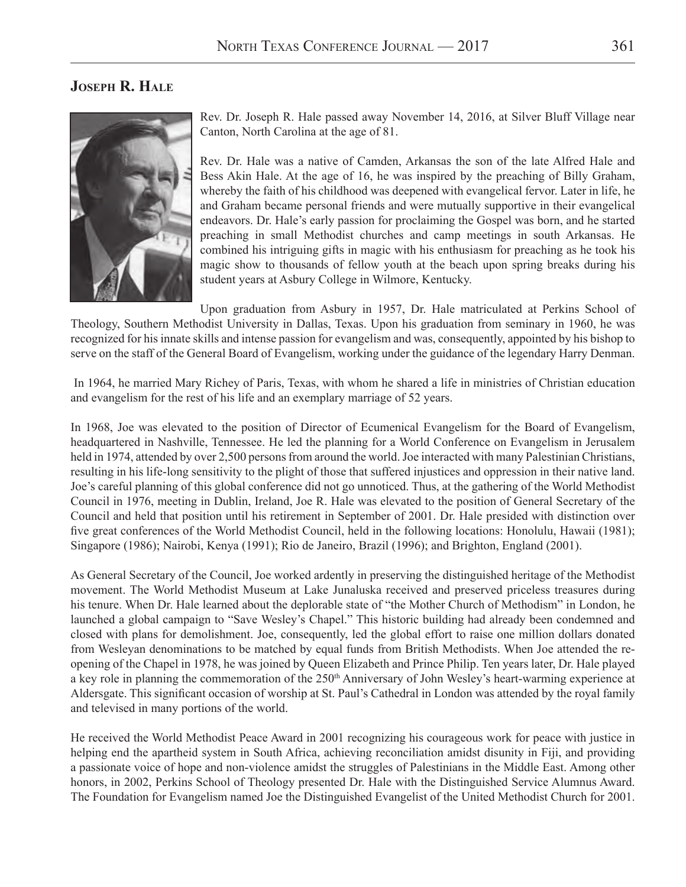## Joseph R. Hale

Rev. Dr. Joseph R. Hale passed away November 14, 2016, at Silver Bluff Village near Canton, North Carolina at the age of 81.

Rev. Dr. Hale was a native of Camden, Arkansas the son of the late Alfred Hale and Bess Akin Hale. At the age of 16, he was inspired by the preaching of Billy Graham, whereby the faith of his childhood was deepened with evangelical fervor. Later in life, he and Graham became personal friends and were mutually supportive in their evangelical endeavors. Dr. Hale's early passion for proclaiming the Gospel was born, and he started preaching in small Methodist churches and camp meetings in south Arkansas. He combined his intriguing gifts in magic with his enthusiasm for preaching as he took his magic show to thousands of fellow youth at the beach upon spring breaks during his student years at Asbury College in Wilmore, Kentucky.

Upon graduation from Asbury in 1957, Dr. Hale matriculated at Perkins School of Theology, Southern Methodist University in Dallas, Texas. Upon his graduation from seminary in 1960, he was recognized for his innate skills and intense passion for evangelism and was, consequently, appointed by his bishop to serve on the staff of the General Board of Evangelism, working under the guidance of the legendary Harry Denman.

In 1964, he married Mary Richey of Paris, Texas, with whom he shared a life in ministries of Christian education and evangelism for the rest of his life and an exemplary marriage of 52 years.

In 1968, Joe was elevated to the position of Director of Ecumenical Evangelism for the Board of Evangelism, headquartered in Nashville, Tennessee. He led the planning for a World Conference on Evangelism in Jerusalem held in 1974, attended by over 2,500 persons from around the world. Joe interacted with many Palestinian Christians, resulting in his life-long sensitivity to the plight of those that suffered injustices and oppression in their native land. Joe's careful planning of this global conference did not go unnoticed. Thus, at the gathering of the World Methodist Council in 1976, meeting in Dublin, Ireland, Joe R. Hale was elevated to the position of General Secretary of the Council and held that position until his retirement in September of 2001. Dr. Hale presided with distinction over five great conferences of the World Methodist Council, held in the following locations: Honolulu, Hawaii (1981); Singapore (1986); Nairobi, Kenya (1991); Rio de Janeiro, Brazil (1996); and Brighton, England (2001).

As General Secretary of the Council, Joe worked ardently in preserving the distinguished heritage of the Methodist movement. The World Methodist Museum at Lake Junaluska received and preserved priceless treasures during his tenure. When Dr. Hale learned about the deplorable state of "the Mother Church of Methodism" in London, he launched a global campaign to "Save Wesley's Chapel." This historic building had already been condemned and closed with plans for demolishment. Joe, consequently, led the global effort to raise one million dollars donated from Wesleyan denominations to be matched by equal funds from British Methodists. When Joe attended the re-opening of the Chapel in 1978, he was joined by Queen Elizabeth and Prince Philip. Ten years later, Dr. Hale played a key role in planning the commemoration of the 250th Anniversary of John Wesley's heart-warming experience at Aldersgate. This significant occasion of worship at St. Paul's Cathedral in London was attended by the royal family and televised in many portions of the world.

He received the World Methodist Peace Award in 2001 recognizing his courageous work for peace with justice in helping end the apartheid system in South Africa, achieving reconciliation amidst disunity in Fiji, and providing a passionate voice of hope and non-violence amidst the struggles of Palestinians in the Middle East. Among other honors, in 2002, Perkins School of Theology presented Dr. Hale with the Distinguished Service Alumnus Award. The Foundation for Evangelism named Joe the Distinguished Evangelist of the United Methodist Church for 2001.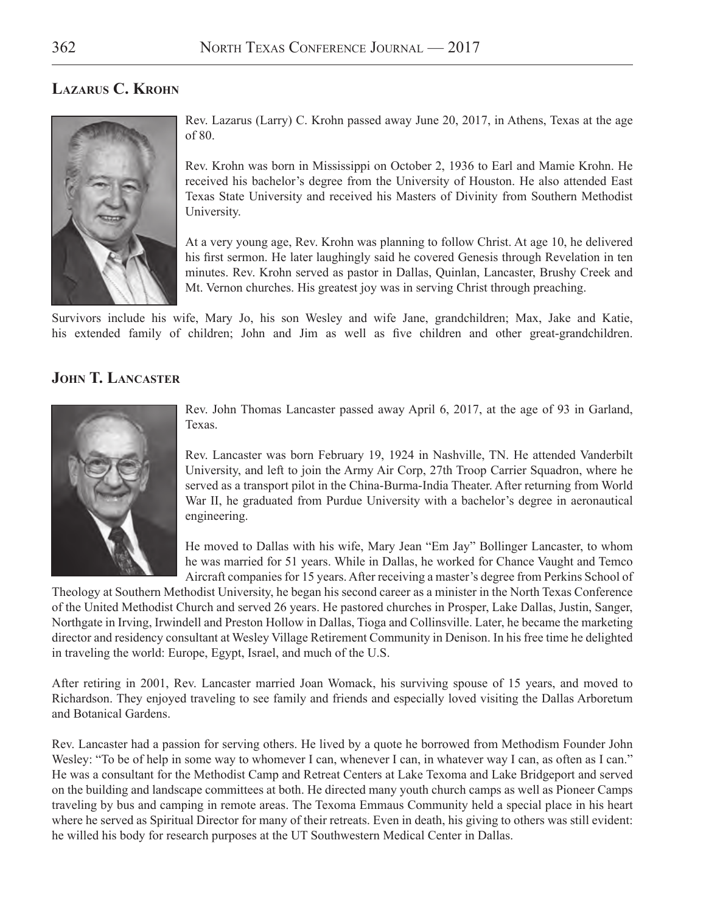## Lazarus C. Krohn

Rev. Lazarus (Larry) C. Krohn passed away June 20, 2017, in Athens, Texas at the age of 80.

Rev. Krohn was born in Mississippi on October 2, 1936 to Earl and Mamie Krohn. He received his bachelor's degree from the University of Houston. He also attended East Texas State University and received his Masters of Divinity from Southern Methodist University.

At a very young age, Rev. Krohn was planning to follow Christ. At age 10, he delivered his first sermon. He later laughingly said he covered Genesis through Revelation in ten minutes. Rev. Krohn served as pastor in Dallas, Quinlan, Lancaster, Brushy Creek and Mt. Vernon churches. His greatest joy was in serving Christ through preaching.

Survivors include his wife, Mary Jo, his son Wesley and wife Jane, grandchildren; Max, Jake and Katie, his extended family of children; John and Jim as well as five children and other great-grandchildren.

## John T. Lancaster

Rev. John Thomas Lancaster passed away April 6, 2017, at the age of 93 in Garland, Texas.

Rev. Lancaster was born February 19, 1924 in Nashville, TN. He attended Vanderbilt University, and left to join the Army Air Corp, 27th Troop Carrier Squadron, where he served as a transport pilot in the China-Burma-India Theater. After returning from World War II, he graduated from Purdue University with a bachelor's degree in aeronautical engineering.

He moved to Dallas with his wife, Mary Jean "Em Jay" Bollinger Lancaster, to whom he was married for 51 years. While in Dallas, he worked for Chance Vaught and Temco Aircraft companies for 15 years. After receiving a master's degree from Perkins School of Theology at Southern Methodist University, he began his second career as a minister in the North Texas Conference of the United Methodist Church and served 26 years. He pastored churches in Prosper, Lake Dallas, Justin, Sanger, Northgate in Irving, Irwindell and Preston Hollow in Dallas, Tioga and Collinsville. Later, he became the marketing director and residency consultant at Wesley Village Retirement Community in Denison. In his free time he delighted in traveling the world: Europe, Egypt, Israel, and much of the U.S.

After retiring in 2001, Rev. Lancaster married Joan Womack, his surviving spouse of 15 years, and moved to Richardson. They enjoyed traveling to see family and friends and especially loved visiting the Dallas Arboretum and Botanical Gardens.

Rev. Lancaster had a passion for serving others. He lived by a quote he borrowed from Methodism Founder John Wesley: "To be of help in some way to whomever I can, whenever I can, in whatever way I can, as often as I can." He was a consultant for the Methodist Camp and Retreat Centers at Lake Texoma and Lake Bridgeport and served on the building and landscape committees at both. He directed many youth church camps as well as Pioneer Camps traveling by bus and camping in remote areas. The Texoma Emmaus Community held a special place in his heart where he served as Spiritual Director for many of their retreats. Even in death, his giving to others was still evident: he willed his body for research purposes at the UT Southwestern Medical Center in Dallas.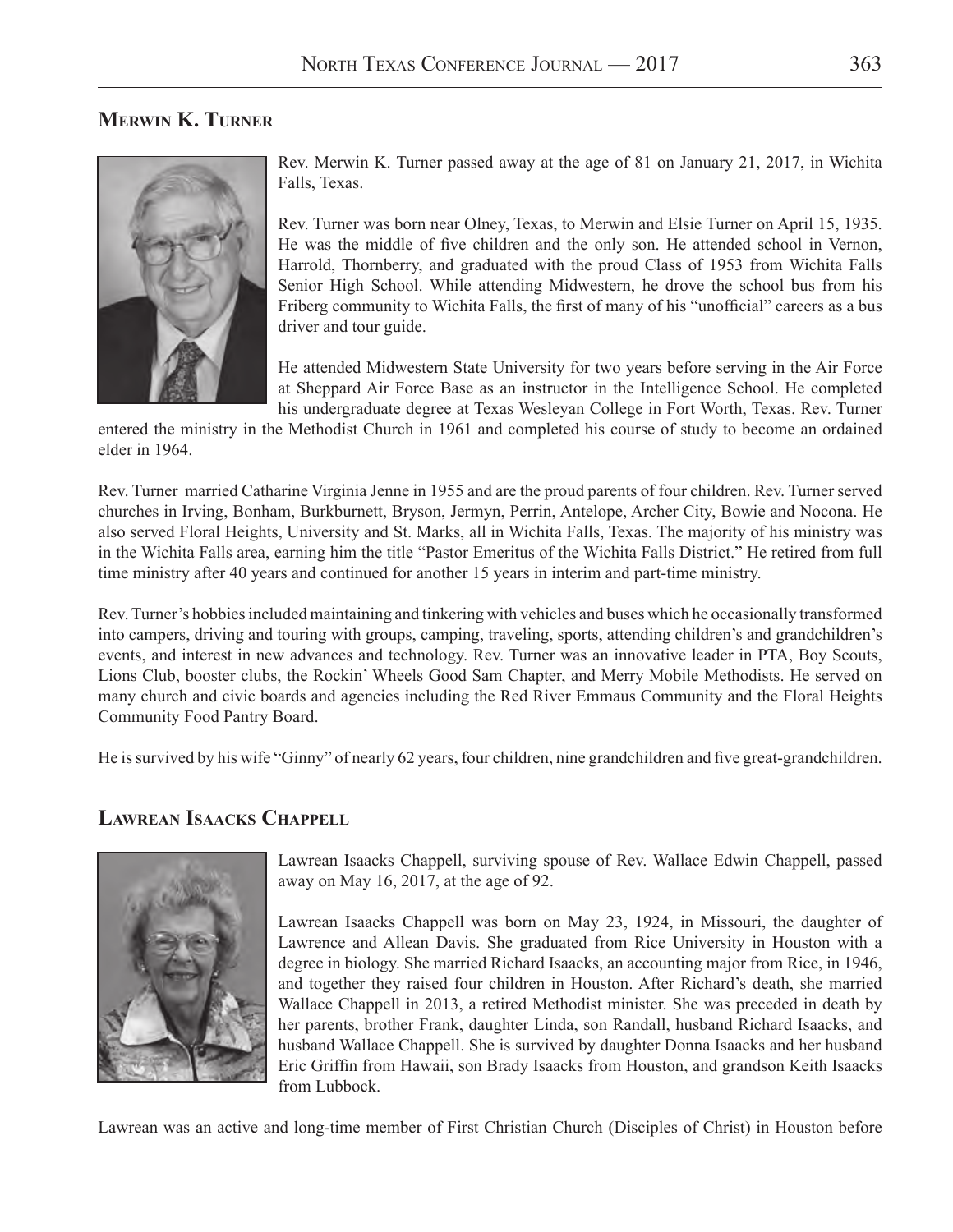## Merwin K. Turner

Rev. Merwin K. Turner passed away at the age of 81 on January 21, 2017, in Wichita Falls, Texas.

Rev. Turner was born near Olney, Texas, to Merwin and Elsie Turner on April 15, 1935. He was the middle of five children and the only son. He attended school in Vernon, Harrold, Thornberry, and graduated with the proud Class of 1953 from Wichita Falls Senior High School. While attending Midwestern, he drove the school bus from his Friberg community to Wichita Falls, the first of many of his "unofficial" careers as a bus driver and tour guide.

He attended Midwestern State University for two years before serving in the Air Force at Sheppard Air Force Base as an instructor in the Intelligence School. He completed his undergraduate degree at Texas Wesleyan College in Fort Worth, Texas. Rev. Turner entered the ministry in the Methodist Church in 1961 and completed his course of study to become an ordained elder in 1964.

Rev. Turner married Catharine Virginia Jenne in 1955 and are the proud parents of four children. Rev. Turner served churches in Irving, Bonham, Burkburnett, Bryson, Jermyn, Perrin, Antelope, Archer City, Bowie and Nocona. He also served Floral Heights, University and St. Marks, all in Wichita Falls, Texas. The majority of his ministry was in the Wichita Falls area, earning him the title "Pastor Emeritus of the Wichita Falls District." He retired from full time ministry after 40 years and continued for another 15 years in interim and part-time ministry.

Rev. Turner's hobbies included maintaining and tinkering with vehicles and buses which he occasionally transformed into campers, driving and touring with groups, camping, traveling, sports, attending children's and grandchildren's events, and interest in new advances and technology. Rev. Turner was an innovative leader in PTA, Boy Scouts, Lions Club, booster clubs, the Rockin' Wheels Good Sam Chapter, and Merry Mobile Methodists. He served on many church and civic boards and agencies including the Red River Emmaus Community and the Floral Heights Community Food Pantry Board.

He is survived by his wife "Ginny" of nearly 62 years, four children, nine grandchildren and five great-grandchildren.

## Lawrean Isaacks Chappell

Lawrean Isaacks Chappell, surviving spouse of Rev. Wallace Edwin Chappell, passed away on May 16, 2017, at the age of 92.

Lawrean Isaacks Chappell was born on May 23, 1924, in Missouri, the daughter of Lawrence and Allean Davis. She graduated from Rice University in Houston with a degree in biology. She married Richard Isaacks, an accounting major from Rice, in 1946, and together they raised four children in Houston. After Richard's death, she married Wallace Chappell in 2013, a retired Methodist minister. She was preceded in death by her parents, brother Frank, daughter Linda, son Randall, husband Richard Isaacks, and husband Wallace Chappell. She is survived by daughter Donna Isaacks and her husband Eric Griffin from Hawaii, son Brady Isaacks from Houston, and grandson Keith Isaacks from Lubbock.

Lawrean was an active and long-time member of First Christian Church (Disciples of Christ) in Houston before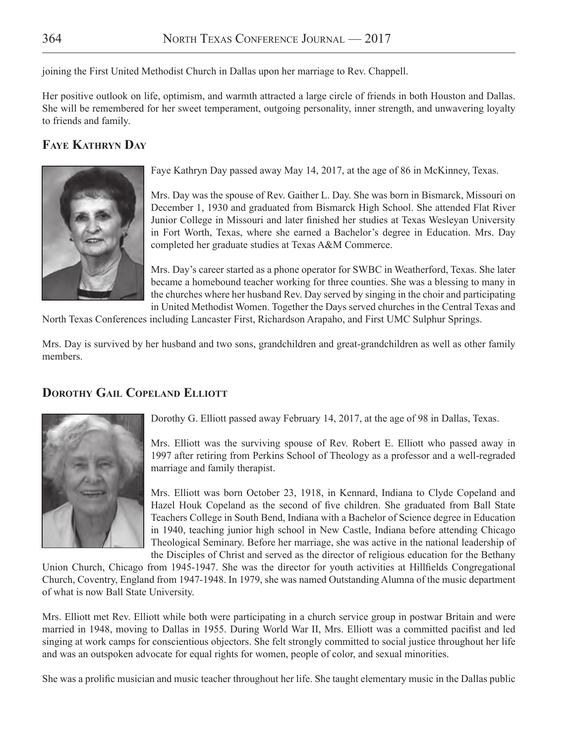joining the First United Methodist Church in Dallas upon her marriage to Rev. Chappell.

Her positive outlook on life, optimism, and warmth attracted a large circle of friends in both Houston and Dallas. She will be remembered for her sweet temperament, outgoing personality, inner strength, and unwavering loyalty to friends and family.

## Faye Kathryn Day

Faye Kathryn Day passed away May 14, 2017, at the age of 86 in McKinney, Texas.

Mrs. Day was the spouse of Rev. Gaither L. Day. She was born in Bismarck, Missouri on December 1, 1930 and graduated from Bismarck High School. She attended Flat River Junior College in Missouri and later finished her studies at Texas Wesleyan University in Fort Worth, Texas, where she earned a Bachelor's degree in Education. Mrs. Day completed her graduate studies at Texas A&M Commerce.

Mrs. Day's career started as a phone operator for SWBC in Weatherford, Texas. She later became a homebound teacher working for three counties. She was a blessing to many in the churches where her husband Rev. Day served by singing in the choir and participating in United Methodist Women. Together the Days served churches in the Central Texas and North Texas Conferences including Lancaster First, Richardson Arapaho, and First UMC Sulphur Springs.

Mrs. Day is survived by her husband and two sons, grandchildren and great-grandchildren as well as other family members.

## Dorothy Gail Copeland Elliott

Dorothy G. Elliott passed away February 14, 2017, at the age of 98 in Dallas, Texas.

Mrs. Elliott was the surviving spouse of Rev. Robert E. Elliott who passed away in 1997 after retiring from Perkins School of Theology as a professor and a well-regraded marriage and family therapist.

Mrs. Elliott was born October 23, 1918, in Kennard, Indiana to Clyde Copeland and Hazel Houk Copeland as the second of five children. She graduated from Ball State Teachers College in South Bend, Indiana with a Bachelor of Science degree in Education in 1940, teaching junior high school in New Castle, Indiana before attending Chicago Theological Seminary. Before her marriage, she was active in the national leadership of the Disciples of Christ and served as the director of religious education for the Bethany Union Church, Chicago from 1945-1947. She was the director for youth activities at Hillfields Congregational Church, Coventry, England from 1947-1948. In 1979, she was named Outstanding Alumna of the music department of what is now Ball State University.

Mrs. Elliott met Rev. Elliott while both were participating in a church service group in postwar Britain and were married in 1948, moving to Dallas in 1955. During World War II, Mrs. Elliott was a committed pacifist and led singing at work camps for conscientious objectors. She felt strongly committed to social justice throughout her life and was an outspoken advocate for equal rights for women, people of color, and sexual minorities.

She was a prolific musician and music teacher throughout her life. She taught elementary music in the Dallas public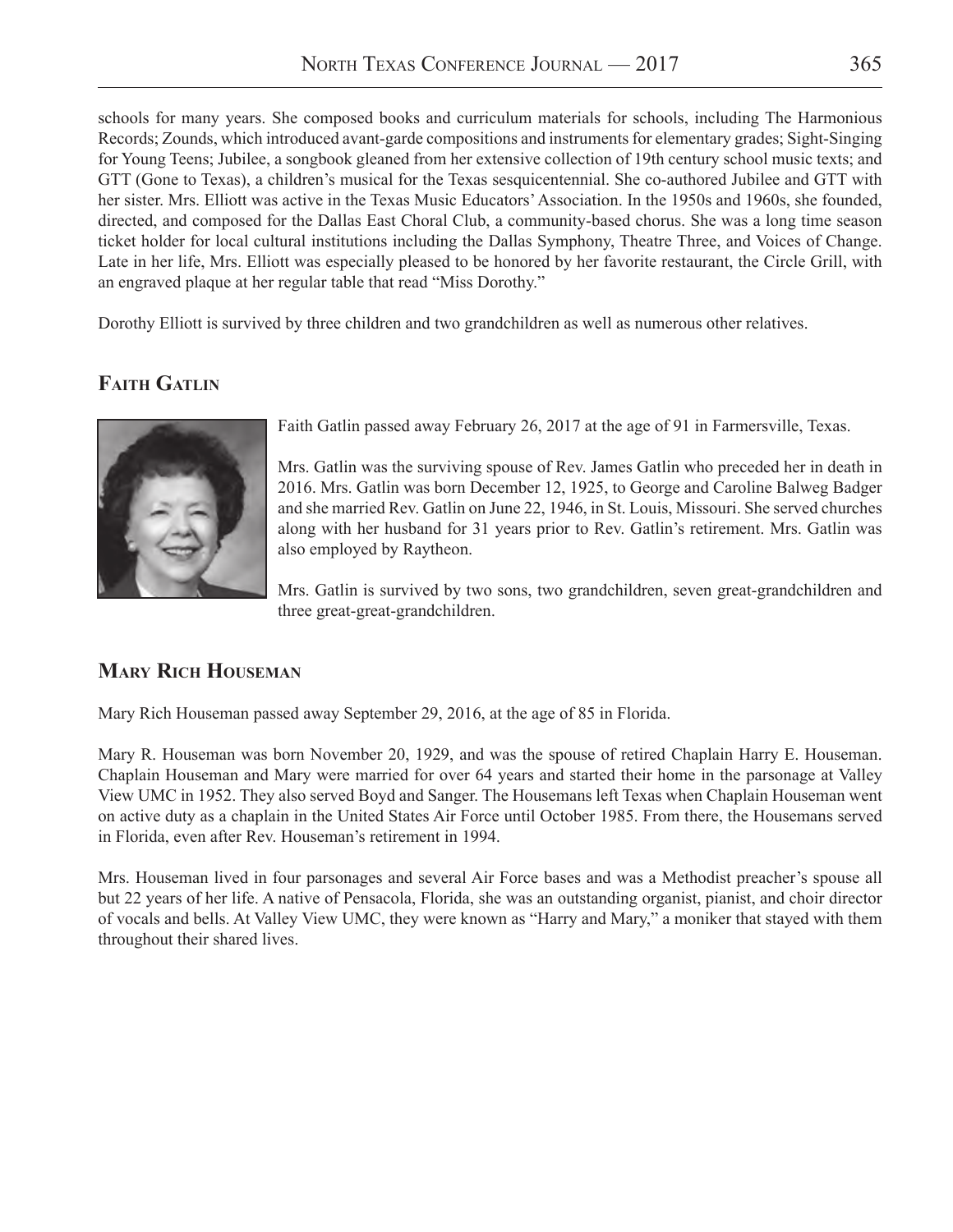schools for many years. She composed books and curriculum materials for schools, including The Harmonious Records; Zounds, which introduced avant-garde compositions and instruments for elementary grades; Sight-Singing for Young Teens; Jubilee, a songbook gleaned from her extensive collection of 19th century school music texts; and GTT (Gone to Texas), a children's musical for the Texas sesquicentennial. She co-authored Jubilee and GTT with her sister. Mrs. Elliott was active in the Texas Music Educators' Association. In the 1950s and 1960s, she founded, directed, and composed for the Dallas East Choral Club, a community-based chorus. She was a long time season ticket holder for local cultural institutions including the Dallas Symphony, Theatre Three, and Voices of Change. Late in her life, Mrs. Elliott was especially pleased to be honored by her favorite restaurant, the Circle Grill, with an engraved plaque at her regular table that read "Miss Dorothy."

Dorothy Elliott is survived by three children and two grandchildren as well as numerous other relatives.

## Faith Gatlin

Faith Gatlin passed away February 26, 2017 at the age of 91 in Farmersville, Texas.

Mrs. Gatlin was the surviving spouse of Rev. James Gatlin who preceded her in death in 2016. Mrs. Gatlin was born December 12, 1925, to George and Caroline Balweg Badger and she married Rev. Gatlin on June 22, 1946, in St. Louis, Missouri. She served churches along with her husband for 31 years prior to Rev. Gatlin's retirement. Mrs. Gatlin was also employed by Raytheon.

Mrs. Gatlin is survived by two sons, two grandchildren, seven great-grandchildren and three great-great-grandchildren.

## Mary Rich Houseman

Mary Rich Houseman passed away September 29, 2016, at the age of 85 in Florida.

Mary R. Houseman was born November 20, 1929, and was the spouse of retired Chaplain Harry E. Houseman. Chaplain Houseman and Mary were married for over 64 years and started their home in the parsonage at Valley View UMC in 1952. They also served Boyd and Sanger. The Housemans left Texas when Chaplain Houseman went on active duty as a chaplain in the United States Air Force until October 1985. From there, the Housemans served in Florida, even after Rev. Houseman's retirement in 1994.

Mrs. Houseman lived in four parsonages and several Air Force bases and was a Methodist preacher's spouse all but 22 years of her life. A native of Pensacola, Florida, she was an outstanding organist, pianist, and choir director of vocals and bells. At Valley View UMC, they were known as "Harry and Mary," a moniker that stayed with them throughout their shared lives.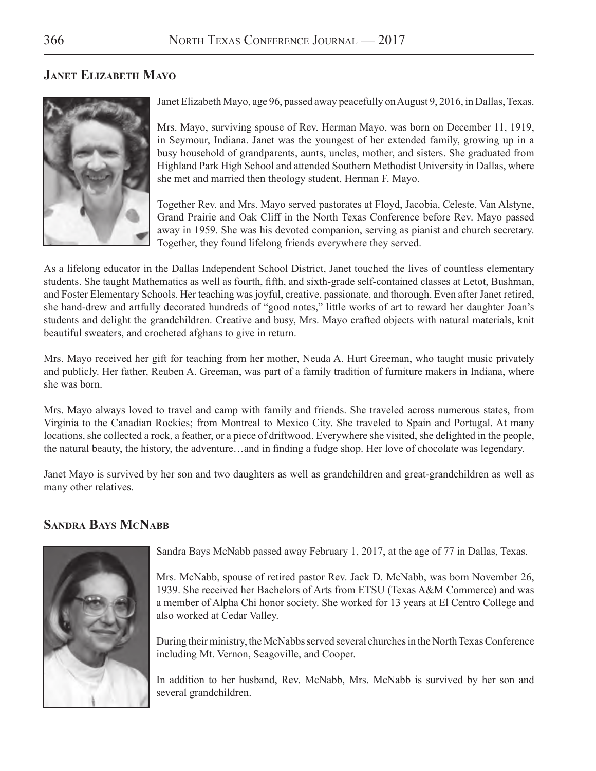## Janet Elizabeth Mayo

Janet Elizabeth Mayo, age 96, passed away peacefully on August 9, 2016, in Dallas, Texas.

Mrs. Mayo, surviving spouse of Rev. Herman Mayo, was born on December 11, 1919, in Seymour, Indiana. Janet was the youngest of her extended family, growing up in a busy household of grandparents, aunts, uncles, mother, and sisters. She graduated from Highland Park High School and attended Southern Methodist University in Dallas, where she met and married then theology student, Herman F. Mayo.

Together Rev. and Mrs. Mayo served pastorates at Floyd, Jacobia, Celeste, Van Alstyne, Grand Prairie and Oak Cliff in the North Texas Conference before Rev. Mayo passed away in 1959. She was his devoted companion, serving as pianist and church secretary. Together, they found lifelong friends everywhere they served.

As a lifelong educator in the Dallas Independent School District, Janet touched the lives of countless elementary students. She taught Mathematics as well as fourth, fifth, and sixth-grade self-contained classes at Letot, Bushman, and Foster Elementary Schools. Her teaching was joyful, creative, passionate, and thorough. Even after Janet retired, she hand-drew and artfully decorated hundreds of "good notes," little works of art to reward her daughter Joan's students and delight the grandchildren. Creative and busy, Mrs. Mayo crafted objects with natural materials, knit beautiful sweaters, and crocheted afghans to give in return.

Mrs. Mayo received her gift for teaching from her mother, Neuda A. Hurt Greeman, who taught music privately and publicly. Her father, Reuben A. Greeman, was part of a family tradition of furniture makers in Indiana, where she was born.

Mrs. Mayo always loved to travel and camp with family and friends. She traveled across numerous states, from Virginia to the Canadian Rockies; from Montreal to Mexico City. She traveled to Spain and Portugal. At many locations, she collected a rock, a feather, or a piece of driftwood. Everywhere she visited, she delighted in the people, the natural beauty, the history, the adventure…and in finding a fudge shop. Her love of chocolate was legendary.

Janet Mayo is survived by her son and two daughters as well as grandchildren and great-grandchildren as well as many other relatives.

## Sandra Bays McNabb

Sandra Bays McNabb passed away February 1, 2017, at the age of 77 in Dallas, Texas.

Mrs. McNabb, spouse of retired pastor Rev. Jack D. McNabb, was born November 26, 1939. She received her Bachelors of Arts from ETSU (Texas A&M Commerce) and was a member of Alpha Chi honor society. She worked for 13 years at El Centro College and also worked at Cedar Valley.

During their ministry, the McNabbs served several churches in the North Texas Conference including Mt. Vernon, Seagoville, and Cooper.

In addition to her husband, Rev. McNabb, Mrs. McNabb is survived by her son and several grandchildren.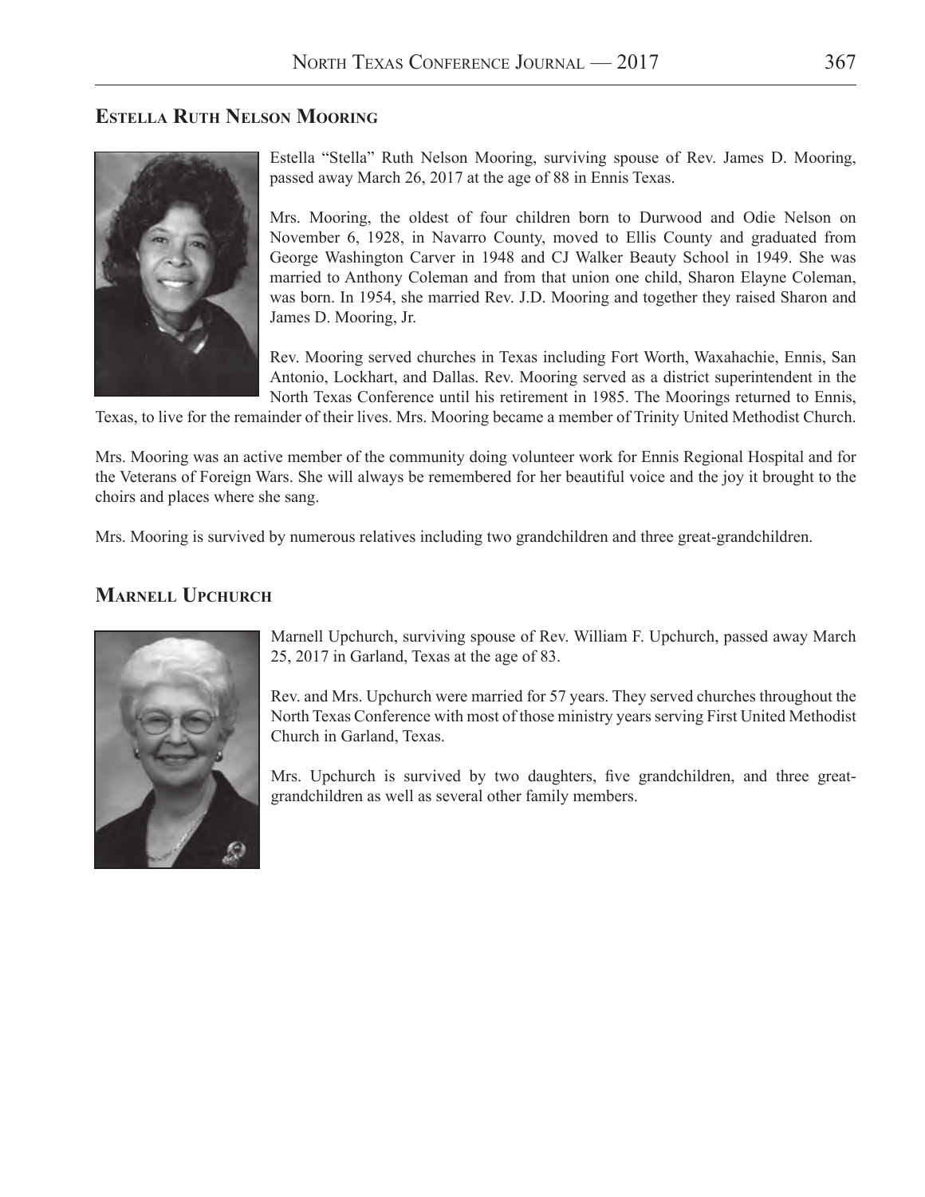## Estella Ruth Nelson Mooring

Estella "Stella" Ruth Nelson Mooring, surviving spouse of Rev. James D. Mooring, passed away March 26, 2017 at the age of 88 in Ennis Texas.

Mrs. Mooring, the oldest of four children born to Durwood and Odie Nelson on November 6, 1928, in Navarro County, moved to Ellis County and graduated from George Washington Carver in 1948 and CJ Walker Beauty School in 1949. She was married to Anthony Coleman and from that union one child, Sharon Elayne Coleman, was born. In 1954, she married Rev. J.D. Mooring and together they raised Sharon and James D. Mooring, Jr.

Rev. Mooring served churches in Texas including Fort Worth, Waxahachie, Ennis, San Antonio, Lockhart, and Dallas. Rev. Mooring served as a district superintendent in the North Texas Conference until his retirement in 1985. The Moorings returned to Ennis, Texas, to live for the remainder of their lives. Mrs. Mooring became a member of Trinity United Methodist Church.

Mrs. Mooring was an active member of the community doing volunteer work for Ennis Regional Hospital and for the Veterans of Foreign Wars. She will always be remembered for her beautiful voice and the joy it brought to the choirs and places where she sang.

Mrs. Mooring is survived by numerous relatives including two grandchildren and three great-grandchildren.

## Marnell Upchurch

Marnell Upchurch, surviving spouse of Rev. William F. Upchurch, passed away March 25, 2017 in Garland, Texas at the age of 83.

Rev. and Mrs. Upchurch were married for 57 years. They served churches throughout the North Texas Conference with most of those ministry years serving First United Methodist Church in Garland, Texas.

Mrs. Upchurch is survived by two daughters, five grandchildren, and three great-grandchildren as well as several other family members.